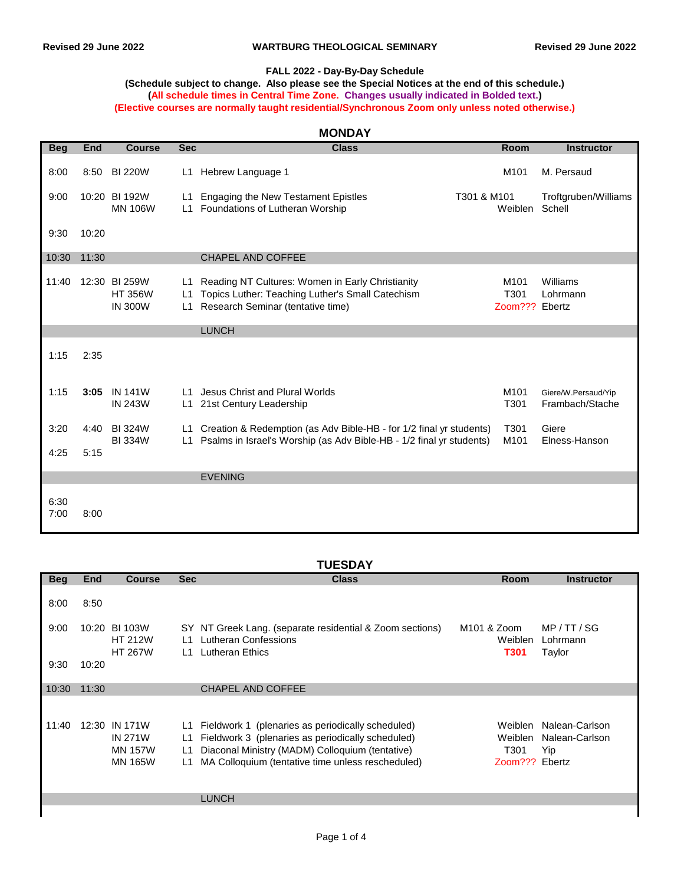**Revised 29 June 2022** **WARTBURG THEOLOGICAL SEMINARY** **Revised 29 June 2022**

## FALL 2022 - Day-By-Day Schedule

**(Schedule subject to change. Also please see the Special Notices at the end of this schedule.)**

**(All schedule times in Central Time Zone. Changes usually indicated in Bolded text.)**

**(Elective courses are normally taught residential/Synchronous Zoom only unless noted otherwise.)**

### MONDAY

| Beg | End | Course | Sec | Class | Room | Instructor |
|---|---|---|---|---|---|---|
| 8:00 | 8:50 | BI 220W | L1 | Hebrew Language 1 | M101 | M. Persaud |
| 9:00 | 10:20 | BI 192W | L1 | Engaging the New Testament Epistles | T301 & M101 | Troftgruben/Williams |
| | | MN 106W | L1 | Foundations of Lutheran Worship | Weiblen | Schell |
| 9:30 | 10:20 | | | | | |
| 10:30 | 11:30 | | | CHAPEL AND COFFEE | | |
| 11:40 | 12:30 | BI 259W | L1 | Reading NT Cultures: Women in Early Christianity | M101 | Williams |
| | | HT 356W | L1 | Topics Luther: Teaching Luther's Small Catechism | T301 | Lohrmann |
| | | IN 300W | L1 | Research Seminar (tentative time) | Zoom??? | Ebertz |
| | | | | LUNCH | | |
| 1:15 | 2:35 | | | | | |
| 1:15 | **3:05** | IN 141W | L1 | Jesus Christ and Plural Worlds | M101 | Giere/W.Persaud/Yip |
| | | IN 243W | L1 | 21st Century Leadership | T301 | Frambach/Stache |
| 3:20 | 4:40 | BI 324W | L1 | Creation & Redemption (as Adv Bible-HB - for 1/2 final yr students) | T301 | Giere |
| | | BI 334W | L1 | Psalms in Israel's Worship (as Adv Bible-HB - 1/2 final yr students) | M101 | Elness-Hanson |
| 4:25 | 5:15 | | | | | |
| | | | | EVENING | | |
| 6:30 | | | | | | |
| 7:00 | 8:00 | | | | | |

### TUESDAY

| Beg | End | Course | Sec | Class | Room | Instructor |
|---|---|---|---|---|---|---|
| 8:00 | 8:50 | | | | | |
| 9:00 | 10:20 | BI 103W | SY | NT Greek Lang. (separate residential & Zoom sections) | M101 & Zoom | MP / TT / SG |
| | | HT 212W | L1 | Lutheran Confessions | Weiblen | Lohrmann |
| | | HT 267W | L1 | Lutheran Ethics | **T301** | Taylor |
| 9:30 | 10:20 | | | | | |
| 10:30 | 11:30 | | | CHAPEL AND COFFEE | | |
| 11:40 | 12:30 | IN 171W | L1 | Fieldwork 1 (plenaries as periodically scheduled) | Weiblen | Nalean-Carlson |
| | | IN 271W | L1 | Fieldwork 3 (plenaries as periodically scheduled) | Weiblen | Nalean-Carlson |
| | | MN 157W | L1 | Diaconal Ministry (MADM) Colloquium (tentative) | T301 | Yip |
| | | MN 165W | L1 | MA Colloquium (tentative time unless rescheduled) | Zoom??? | Ebertz |
| | | | | LUNCH | | |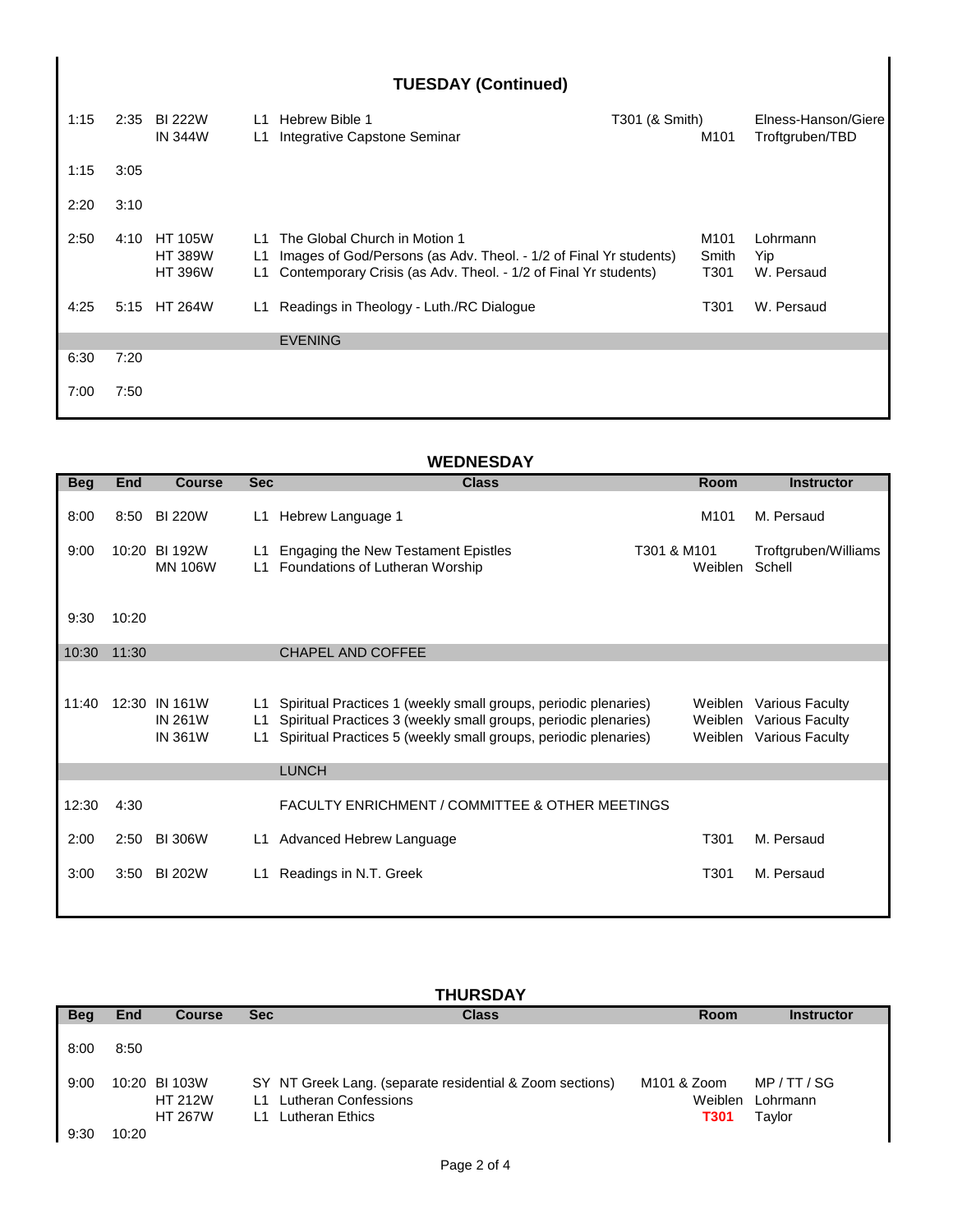## TUESDAY (Continued)

| Beg | End | Course | Sec | Class | Room | Instructor |
|---|---|---|---|---|---|---|
| 1:15 | 2:35 | BI 222W | L1 | Hebrew Bible 1 | T301 (& Smith) | Elness-Hanson/Giere |
| | | IN 344W | L1 | Integrative Capstone Seminar | M101 | Troftgruben/TBD |
| 1:15 | 3:05 | | | | | |
| 2:20 | 3:10 | | | | | |
| 2:50 | 4:10 | HT 105W | L1 | The Global Church in Motion 1 | M101 | Lohrmann |
| | | HT 389W | L1 | Images of God/Persons (as Adv. Theol. - 1/2 of Final Yr students) | Smith | Yip |
| | | HT 396W | L1 | Contemporary Crisis (as Adv. Theol. - 1/2 of Final Yr students) | T301 | W. Persaud |
| 4:25 | 5:15 | HT 264W | L1 | Readings in Theology - Luth./RC Dialogue | T301 | W. Persaud |
| | | | | EVENING | | |
| 6:30 | 7:20 | | | | | |
| 7:00 | 7:50 | | | | | |

## WEDNESDAY

| Beg | End | Course | Sec | Class | Room | Instructor |
|---|---|---|---|---|---|---|
| 8:00 | 8:50 | BI 220W | L1 | Hebrew Language 1 | M101 | M. Persaud |
| 9:00 | 10:20 | BI 192W | L1 | Engaging the New Testament Epistles | T301 & M101 | Troftgruben/Williams |
| | | MN 106W | L1 | Foundations of Lutheran Worship | Weiblen | Schell |
| 9:30 | 10:20 | | | | | |
| 10:30 | 11:30 | | | CHAPEL AND COFFEE | | |
| 11:40 | 12:30 | IN 161W | L1 | Spiritual Practices 1 (weekly small groups, periodic plenaries) | Weiblen | Various Faculty |
| | | IN 261W | L1 | Spiritual Practices 3 (weekly small groups, periodic plenaries) | Weiblen | Various Faculty |
| | | IN 361W | L1 | Spiritual Practices 5 (weekly small groups, periodic plenaries) | Weiblen | Various Faculty |
| | | | | LUNCH | | |
| 12:30 | 4:30 | | | FACULTY ENRICHMENT / COMMITTEE & OTHER MEETINGS | | |
| 2:00 | 2:50 | BI 306W | L1 | Advanced Hebrew Language | T301 | M. Persaud |
| 3:00 | 3:50 | BI 202W | L1 | Readings in N.T. Greek | T301 | M. Persaud |

## THURSDAY

| Beg | End | Course | Sec | Class | Room | Instructor |
|---|---|---|---|---|---|---|
| 8:00 | 8:50 | | | | | |
| 9:00 | 10:20 | BI 103W | SY | NT Greek Lang. (separate residential & Zoom sections) | M101 & Zoom | MP / TT / SG |
| | | HT 212W | L1 | Lutheran Confessions | Weiblen | Lohrmann |
| | | HT 267W | L1 | Lutheran Ethics | **T301** | Taylor |
| 9:30 | 10:20 | | | | | |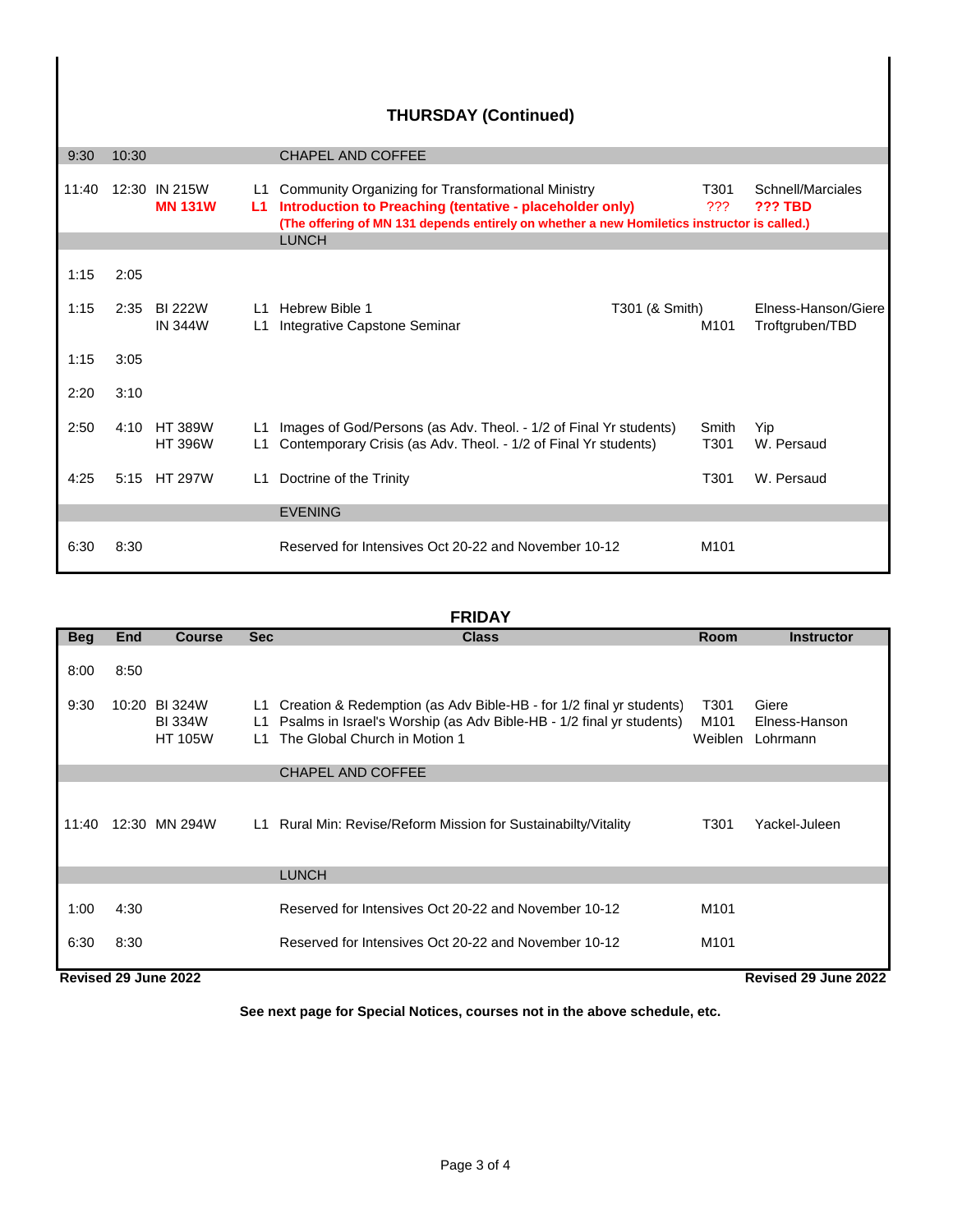## THURSDAY (Continued)

| Beg | End | Course | Sec | Class | Room | Instructor |
|---|---|---|---|---|---|---|
| 9:30 | 10:30 | | | CHAPEL AND COFFEE | | |
| 11:40 | 12:30 | IN 215W | L1 | Community Organizing for Transformational Ministry | T301 | Schnell/Marciales |
| | | **MN 131W** | **L1** | **Introduction to Preaching (tentative - placeholder only)** | ??? | **??? TBD** |
| | | | | **(The offering of MN 131 depends entirely on whether a new Homiletics instructor is called.)** | | |
| | | | | LUNCH | | |
| 1:15 | 2:05 | | | | | |
| 1:15 | 2:35 | BI 222W | L1 | Hebrew Bible 1 | T301 (& Smith) | Elness-Hanson/Giere |
| | | IN 344W | L1 | Integrative Capstone Seminar | M101 | Troftgruben/TBD |
| 1:15 | 3:05 | | | | | |
| 2:20 | 3:10 | | | | | |
| 2:50 | 4:10 | HT 389W | L1 | Images of God/Persons (as Adv. Theol. - 1/2 of Final Yr students) | Smith | Yip |
| | | HT 396W | L1 | Contemporary Crisis (as Adv. Theol. - 1/2 of Final Yr students) | T301 | W. Persaud |
| 4:25 | 5:15 | HT 297W | L1 | Doctrine of the Trinity | T301 | W. Persaud |
| | | | | EVENING | | |
| 6:30 | 8:30 | | | Reserved for Intensives Oct 20-22 and November 10-12 | M101 | |

## FRIDAY

| Beg | End | Course | Sec | Class | Room | Instructor |
|---|---|---|---|---|---|---|
| 8:00 | 8:50 | | | | | |
| 9:30 | 10:20 | BI 324W | L1 | Creation & Redemption (as Adv Bible-HB - for 1/2 final yr students) | T301 | Giere |
| | | BI 334W | L1 | Psalms in Israel's Worship (as Adv Bible-HB - 1/2 final yr students) | M101 | Elness-Hanson |
| | | HT 105W | L1 | The Global Church in Motion 1 | Weiblen | Lohrmann |
| | | | | CHAPEL AND COFFEE | | |
| 11:40 | 12:30 | MN 294W | L1 | Rural Min: Revise/Reform Mission for Sustainabilty/Vitality | T301 | Yackel-Juleen |
| | | | | LUNCH | | |
| 1:00 | 4:30 | | | Reserved for Intensives Oct 20-22 and November 10-12 | M101 | |
| 6:30 | 8:30 | | | Reserved for Intensives Oct 20-22 and November 10-12 | M101 | |

**Revised 29 June 2022**

**See next page for Special Notices, courses not in the above schedule, etc.**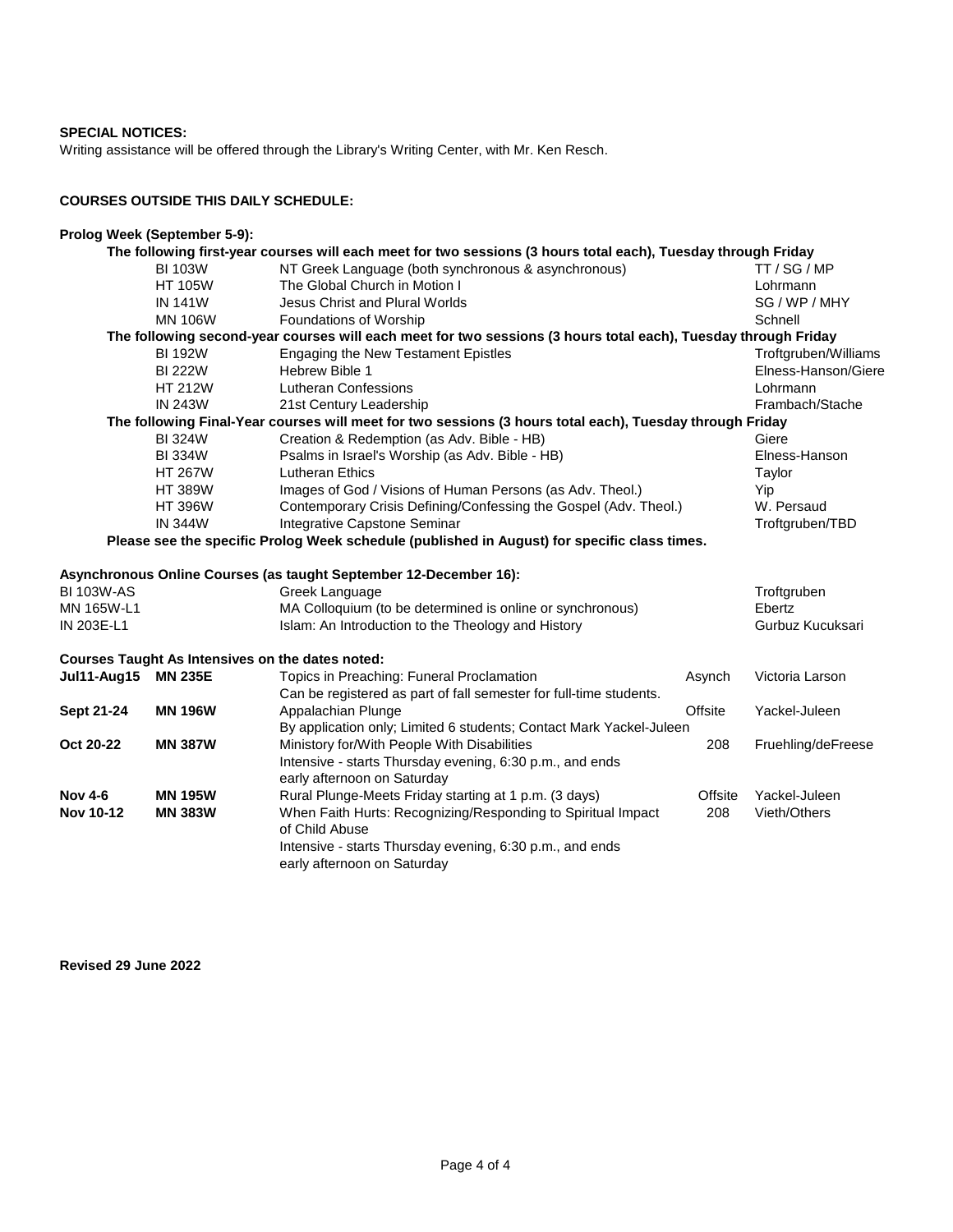**SPECIAL NOTICES:**

Writing assistance will be offered through the Library's Writing Center, with Mr. Ken Resch.

**COURSES OUTSIDE THIS DAILY SCHEDULE:**

**Prolog Week (September 5-9):**

**The following first-year courses will each meet for two sessions (3 hours total each), Tuesday through Friday**

| | | |
|---|---|---|
| BI 103W | NT Greek Language (both synchronous & asynchronous) | TT / SG / MP |
| HT 105W | The Global Church in Motion I | Lohrmann |
| IN 141W | Jesus Christ and Plural Worlds | SG / WP / MHY |
| MN 106W | Foundations of Worship | Schnell |

**The following second-year courses will each meet for two sessions (3 hours total each), Tuesday through Friday**

| | | |
|---|---|---|
| BI 192W | Engaging the New Testament Epistles | Troftgruben/Williams |
| BI 222W | Hebrew Bible 1 | Elness-Hanson/Giere |
| HT 212W | Lutheran Confessions | Lohrmann |
| IN 243W | 21st Century Leadership | Frambach/Stache |

**The following Final-Year courses will meet for two sessions (3 hours total each), Tuesday through Friday**

| | | |
|---|---|---|
| BI 324W | Creation & Redemption (as Adv. Bible - HB) | Giere |
| BI 334W | Psalms in Israel's Worship (as Adv. Bible - HB) | Elness-Hanson |
| HT 267W | Lutheran Ethics | Taylor |
| HT 389W | Images of God / Visions of Human Persons (as Adv. Theol.) | Yip |
| HT 396W | Contemporary Crisis Defining/Confessing the Gospel (Adv. Theol.) | W. Persaud |
| IN 344W | Integrative Capstone Seminar | Troftgruben/TBD |

**Please see the specific Prolog Week schedule (published in August) for specific class times.**

**Asynchronous Online Courses (as taught September 12-December 16):**

| | | |
|---|---|---|
| BI 103W-AS | Greek Language | Troftgruben |
| MN 165W-L1 | MA Colloquium (to be determined is online or synchronous) | Ebertz |
| IN 203E-L1 | Islam: An Introduction to the Theology and History | Gurbuz Kucuksari |

**Courses Taught As Intensives on the dates noted:**

| | | | | |
|---|---|---|---|---|
| **Jul11-Aug15** | **MN 235E** | Topics in Preaching: Funeral Proclamation<br>Can be registered as part of fall semester for full-time students. | Asynch | Victoria Larson |
| **Sept 21-24** | **MN 196W** | Appalachian Plunge<br>By application only; Limited 6 students; Contact Mark Yackel-Juleen | Offsite | Yackel-Juleen |
| **Oct 20-22** | **MN 387W** | Ministry for/With People With Disabilities<br>Intensive - starts Thursday evening, 6:30 p.m., and ends early afternoon on Saturday | 208 | Fruehling/deFreese |
| **Nov 4-6** | **MN 195W** | Rural Plunge-Meets Friday starting at 1 p.m. (3 days) | Offsite | Yackel-Juleen |
| **Nov 10-12** | **MN 383W** | When Faith Hurts: Recognizing/Responding to Spiritual Impact of Child Abuse<br>Intensive - starts Thursday evening, 6:30 p.m., and ends early afternoon on Saturday | 208 | Vieth/Others |

**Revised 29 June 2022**